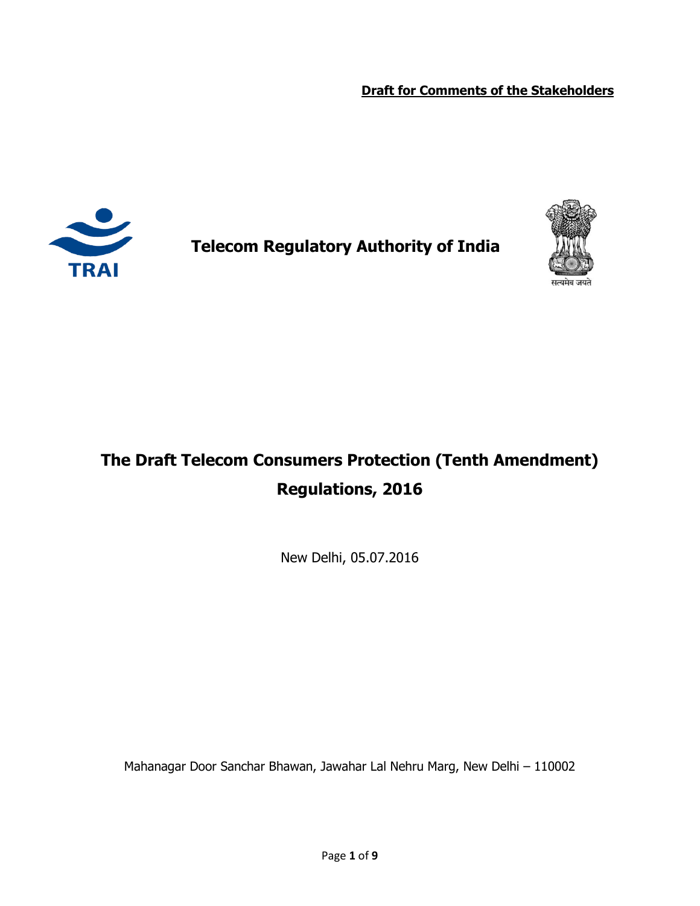**Draft for Comments of the Stakeholders**

TRAI

**Telecom Regulatory Authority of India**

सत्यमेव जयते

# The Draft Telecom Consumers Protection (Tenth Amendment) Regulations, 2016

New Delhi, 05.07.2016

Mahanagar Door Sanchar Bhawan, Jawahar Lal Nehru Marg, New Delhi – 110002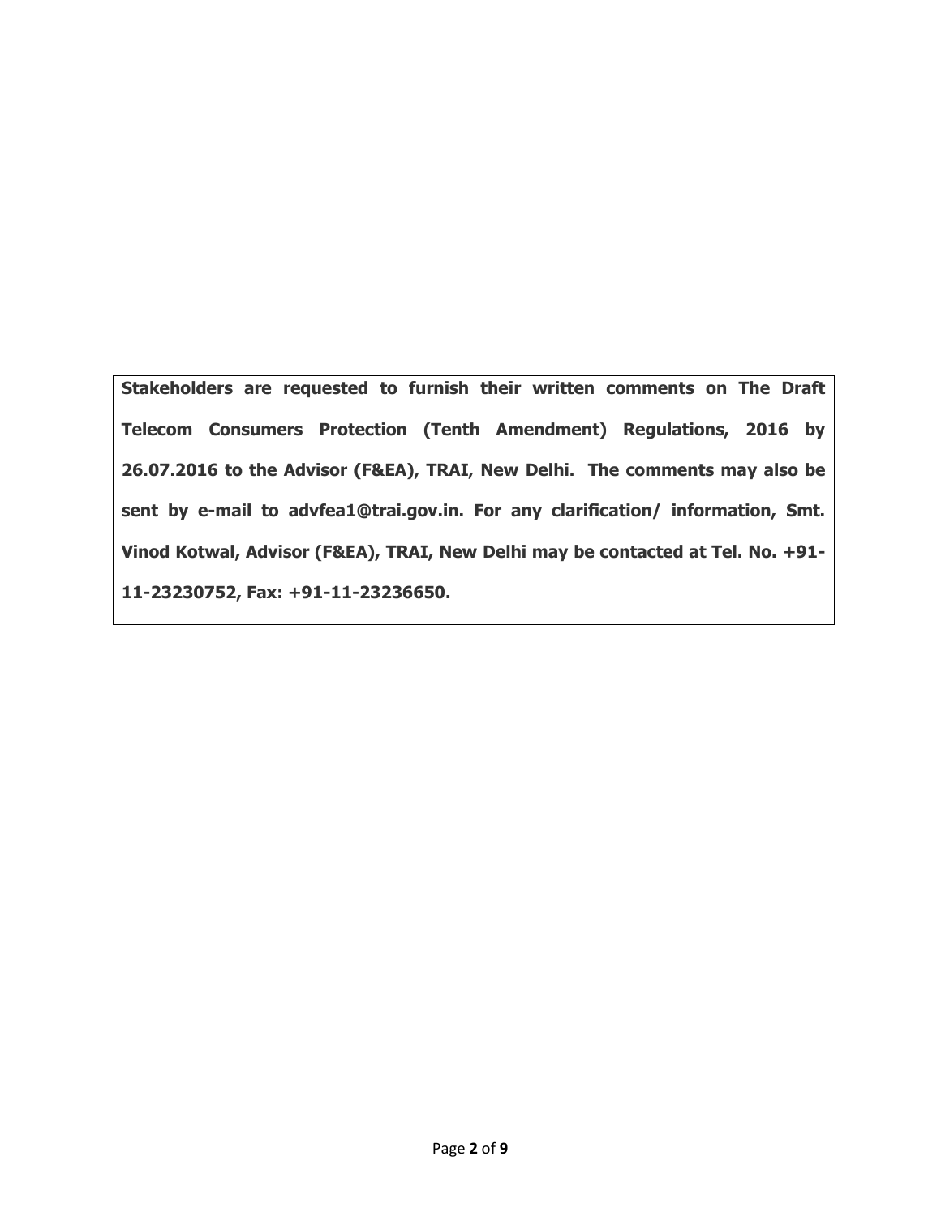**Stakeholders are requested to furnish their written comments on The Draft Telecom Consumers Protection (Tenth Amendment) Regulations, 2016 by 26.07.2016 to the Advisor (F&EA), TRAI, New Delhi. The comments may also be sent by e-mail to advfea1@trai.gov.in. For any clarification/ information, Smt. Vinod Kotwal, Advisor (F&EA), TRAI, New Delhi may be contacted at Tel. No. +91-11-23230752, Fax: +91-11-23236650.**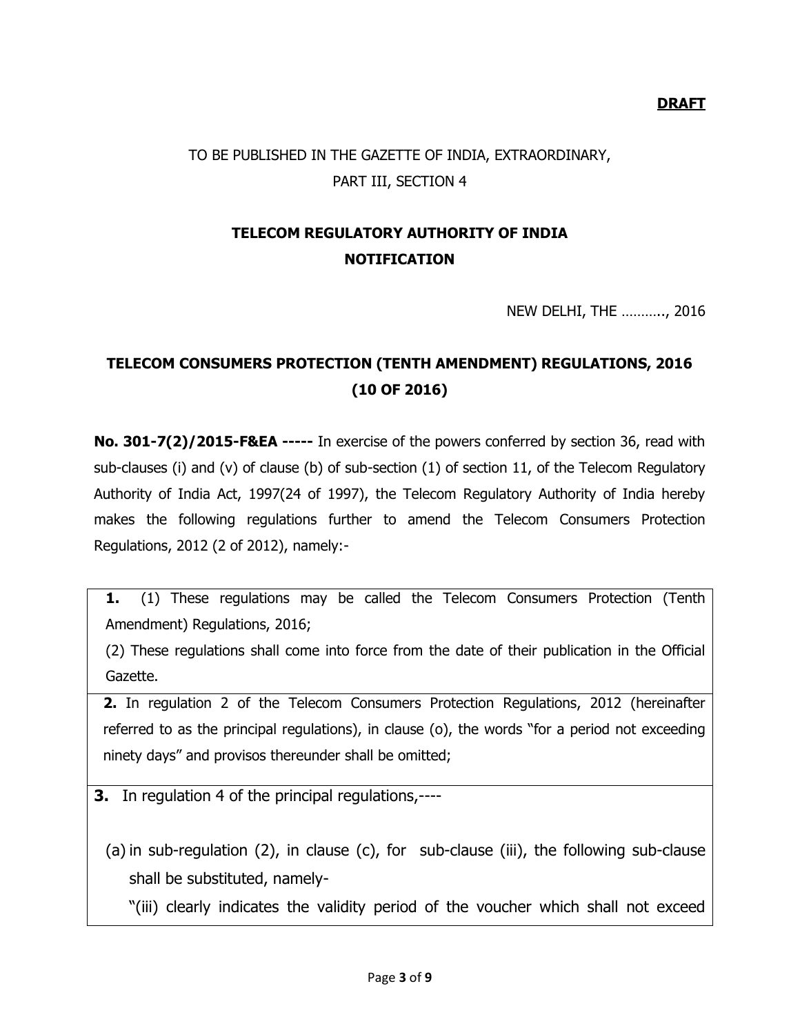**DRAFT**

TO BE PUBLISHED IN THE GAZETTE OF INDIA, EXTRAORDINARY,
PART III, SECTION 4

**TELECOM REGULATORY AUTHORITY OF INDIA**
**NOTIFICATION**

NEW DELHI, THE ……….., 2016

**TELECOM CONSUMERS PROTECTION (TENTH AMENDMENT) REGULATIONS, 2016 (10 OF 2016)**

**No. 301-7(2)/2015-F&EA -----** In exercise of the powers conferred by section 36, read with sub-clauses (i) and (v) of clause (b) of sub-section (1) of section 11, of the Telecom Regulatory Authority of India Act, 1997(24 of 1997), the Telecom Regulatory Authority of India hereby makes the following regulations further to amend the Telecom Consumers Protection Regulations, 2012 (2 of 2012), namely:-

**1.** (1) These regulations may be called the Telecom Consumers Protection (Tenth Amendment) Regulations, 2016;

(2) These regulations shall come into force from the date of their publication in the Official Gazette.

**2.** In regulation 2 of the Telecom Consumers Protection Regulations, 2012 (hereinafter referred to as the principal regulations), in clause (o), the words "for a period not exceeding ninety days" and provisos thereunder shall be omitted;

**3.** In regulation 4 of the principal regulations,----

(a) in sub-regulation (2), in clause (c), for sub-clause (iii), the following sub-clause shall be substituted, namely-

"(iii) clearly indicates the validity period of the voucher which shall not exceed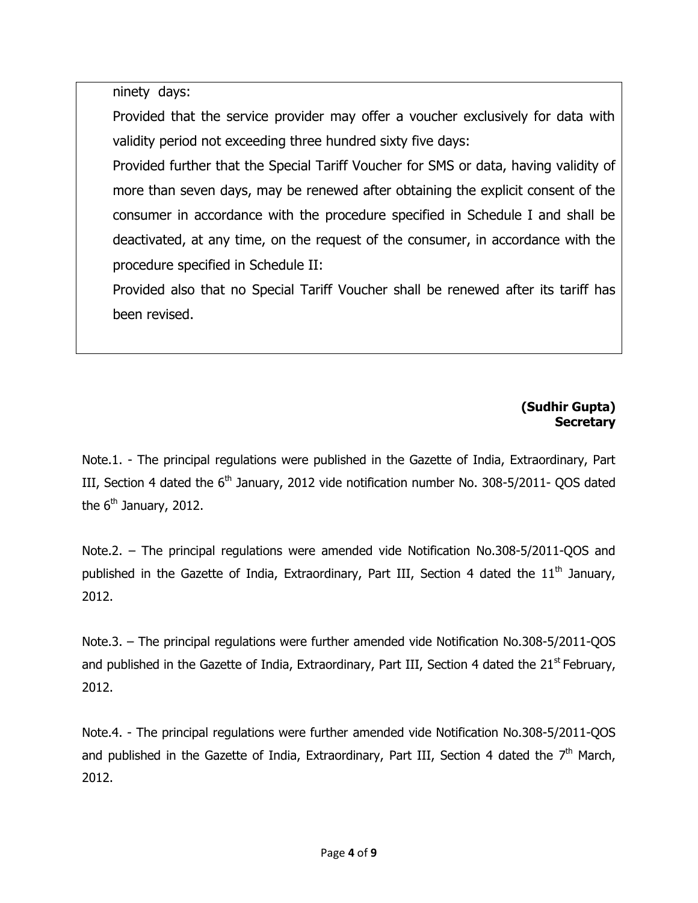ninety days:

Provided that the service provider may offer a voucher exclusively for data with validity period not exceeding three hundred sixty five days:

Provided further that the Special Tariff Voucher for SMS or data, having validity of more than seven days, may be renewed after obtaining the explicit consent of the consumer in accordance with the procedure specified in Schedule I and shall be deactivated, at any time, on the request of the consumer, in accordance with the procedure specified in Schedule II:

Provided also that no Special Tariff Voucher shall be renewed after its tariff has been revised.

**(Sudhir Gupta)**
**Secretary**

Note.1. - The principal regulations were published in the Gazette of India, Extraordinary, Part III, Section 4 dated the 6th January, 2012 vide notification number No. 308-5/2011- QOS dated the 6th January, 2012.

Note.2. – The principal regulations were amended vide Notification No.308-5/2011-QOS and published in the Gazette of India, Extraordinary, Part III, Section 4 dated the 11th January, 2012.

Note.3. – The principal regulations were further amended vide Notification No.308-5/2011-QOS and published in the Gazette of India, Extraordinary, Part III, Section 4 dated the 21st February, 2012.

Note.4. - The principal regulations were further amended vide Notification No.308-5/2011-QOS and published in the Gazette of India, Extraordinary, Part III, Section 4 dated the 7th March, 2012.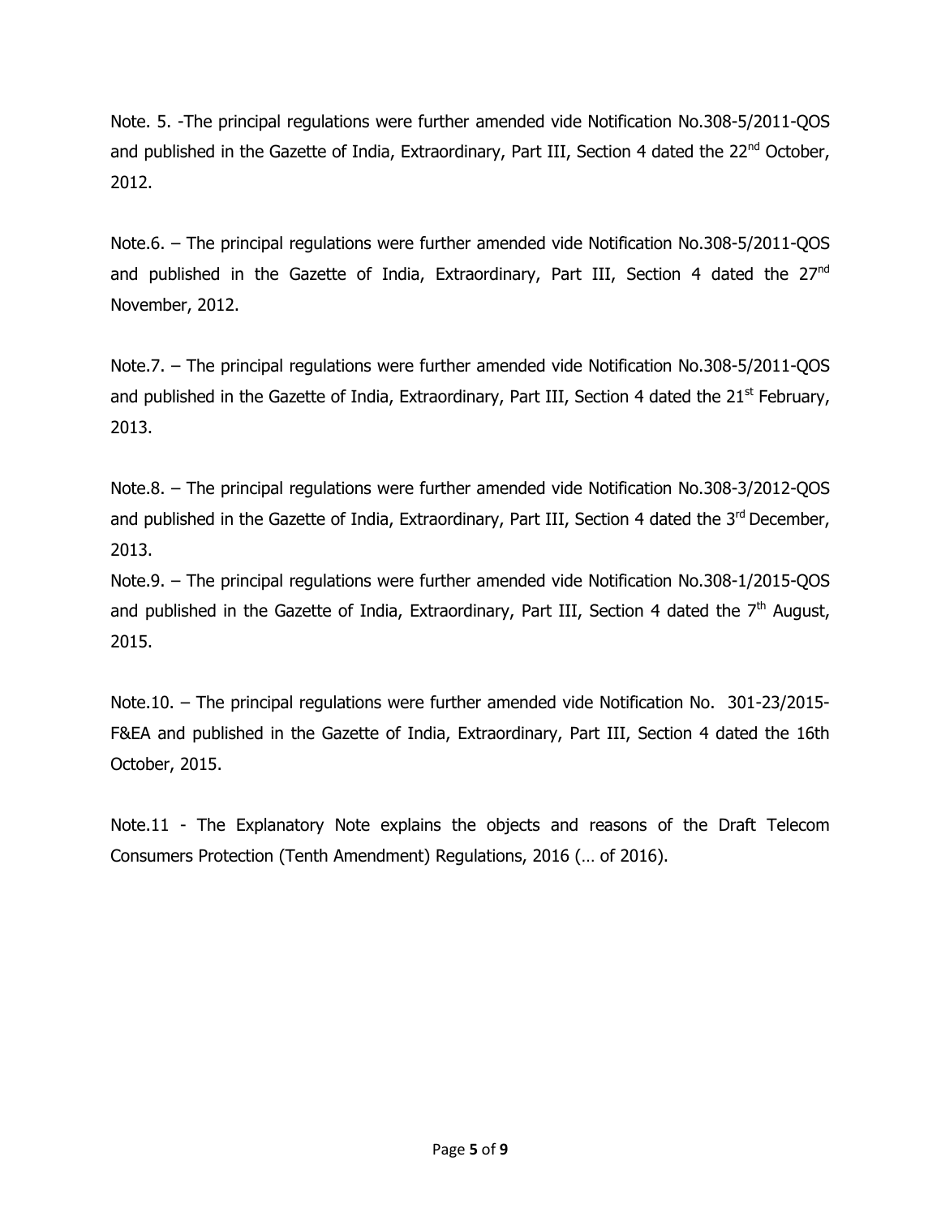Note. 5. -The principal regulations were further amended vide Notification No.308-5/2011-QOS and published in the Gazette of India, Extraordinary, Part III, Section 4 dated the 22nd October, 2012.

Note.6. – The principal regulations were further amended vide Notification No.308-5/2011-QOS and published in the Gazette of India, Extraordinary, Part III, Section 4 dated the 27nd November, 2012.

Note.7. – The principal regulations were further amended vide Notification No.308-5/2011-QOS and published in the Gazette of India, Extraordinary, Part III, Section 4 dated the 21st February, 2013.

Note.8. – The principal regulations were further amended vide Notification No.308-3/2012-QOS and published in the Gazette of India, Extraordinary, Part III, Section 4 dated the 3rd December, 2013.

Note.9. – The principal regulations were further amended vide Notification No.308-1/2015-QOS and published in the Gazette of India, Extraordinary, Part III, Section 4 dated the 7th August, 2015.

Note.10. – The principal regulations were further amended vide Notification No. 301-23/2015-F&EA and published in the Gazette of India, Extraordinary, Part III, Section 4 dated the 16th October, 2015.

Note.11 - The Explanatory Note explains the objects and reasons of the Draft Telecom Consumers Protection (Tenth Amendment) Regulations, 2016 (… of 2016).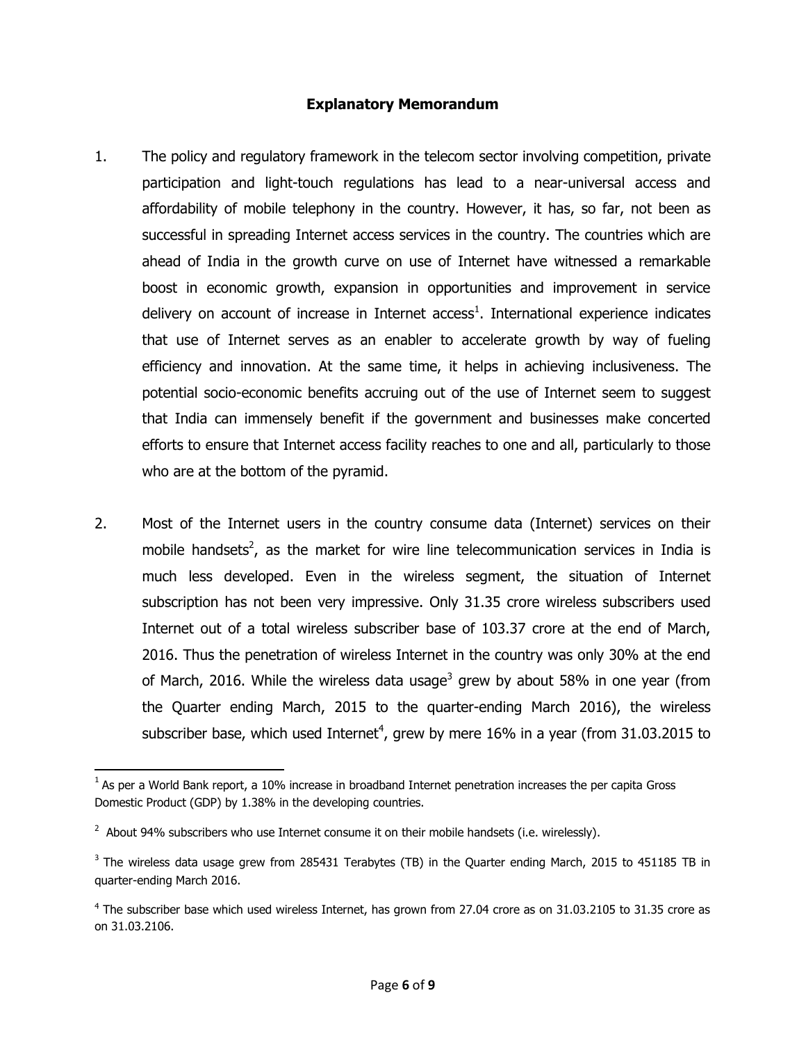## Explanatory Memorandum

1. The policy and regulatory framework in the telecom sector involving competition, private participation and light-touch regulations has lead to a near-universal access and affordability of mobile telephony in the country. However, it has, so far, not been as successful in spreading Internet access services in the country. The countries which are ahead of India in the growth curve on use of Internet have witnessed a remarkable boost in economic growth, expansion in opportunities and improvement in service delivery on account of increase in Internet access[1]. International experience indicates that use of Internet serves as an enabler to accelerate growth by way of fueling efficiency and innovation. At the same time, it helps in achieving inclusiveness. The potential socio-economic benefits accruing out of the use of Internet seem to suggest that India can immensely benefit if the government and businesses make concerted efforts to ensure that Internet access facility reaches to one and all, particularly to those who are at the bottom of the pyramid.

2. Most of the Internet users in the country consume data (Internet) services on their mobile handsets[2], as the market for wire line telecommunication services in India is much less developed. Even in the wireless segment, the situation of Internet subscription has not been very impressive. Only 31.35 crore wireless subscribers used Internet out of a total wireless subscriber base of 103.37 crore at the end of March, 2016. Thus the penetration of wireless Internet in the country was only 30% at the end of March, 2016. While the wireless data usage[3] grew by about 58% in one year (from the Quarter ending March, 2015 to the quarter-ending March 2016), the wireless subscriber base, which used Internet[4], grew by mere 16% in a year (from 31.03.2015 to

---

[1] As per a World Bank report, a 10% increase in broadband Internet penetration increases the per capita Gross Domestic Product (GDP) by 1.38% in the developing countries.

[2] About 94% subscribers who use Internet consume it on their mobile handsets (i.e. wirelessly).

[3] The wireless data usage grew from 285431 Terabytes (TB) in the Quarter ending March, 2015 to 451185 TB in quarter-ending March 2016.

[4] The subscriber base which used wireless Internet, has grown from 27.04 crore as on 31.03.2105 to 31.35 crore as on 31.03.2106.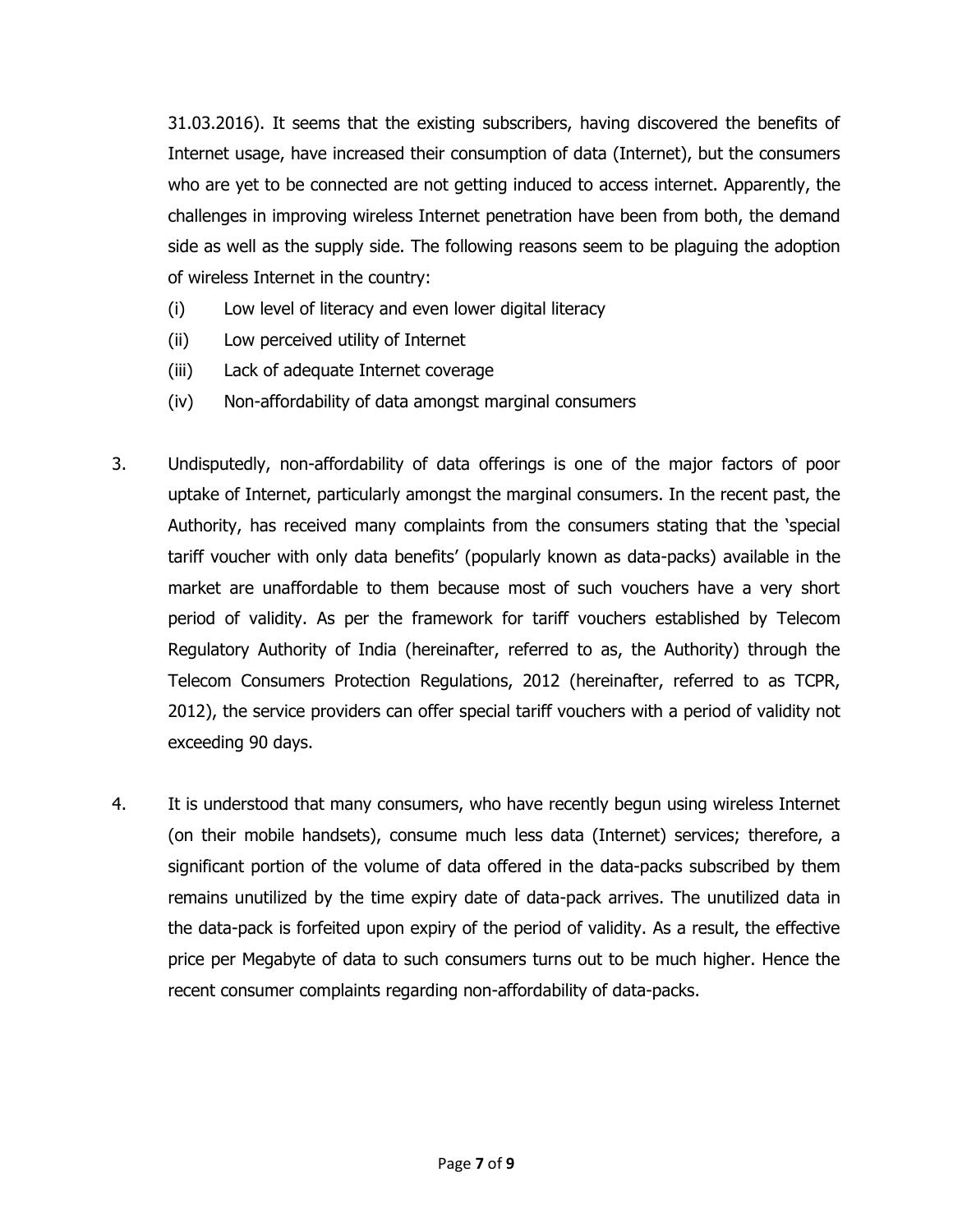31.03.2016). It seems that the existing subscribers, having discovered the benefits of Internet usage, have increased their consumption of data (Internet), but the consumers who are yet to be connected are not getting induced to access internet. Apparently, the challenges in improving wireless Internet penetration have been from both, the demand side as well as the supply side. The following reasons seem to be plaguing the adoption of wireless Internet in the country:

(i) Low level of literacy and even lower digital literacy

(ii) Low perceived utility of Internet

(iii) Lack of adequate Internet coverage

(iv) Non-affordability of data amongst marginal consumers

3. Undisputedly, non-affordability of data offerings is one of the major factors of poor uptake of Internet, particularly amongst the marginal consumers. In the recent past, the Authority, has received many complaints from the consumers stating that the 'special tariff voucher with only data benefits' (popularly known as data-packs) available in the market are unaffordable to them because most of such vouchers have a very short period of validity. As per the framework for tariff vouchers established by Telecom Regulatory Authority of India (hereinafter, referred to as, the Authority) through the Telecom Consumers Protection Regulations, 2012 (hereinafter, referred to as TCPR, 2012), the service providers can offer special tariff vouchers with a period of validity not exceeding 90 days.

4. It is understood that many consumers, who have recently begun using wireless Internet (on their mobile handsets), consume much less data (Internet) services; therefore, a significant portion of the volume of data offered in the data-packs subscribed by them remains unutilized by the time expiry date of data-pack arrives. The unutilized data in the data-pack is forfeited upon expiry of the period of validity. As a result, the effective price per Megabyte of data to such consumers turns out to be much higher. Hence the recent consumer complaints regarding non-affordability of data-packs.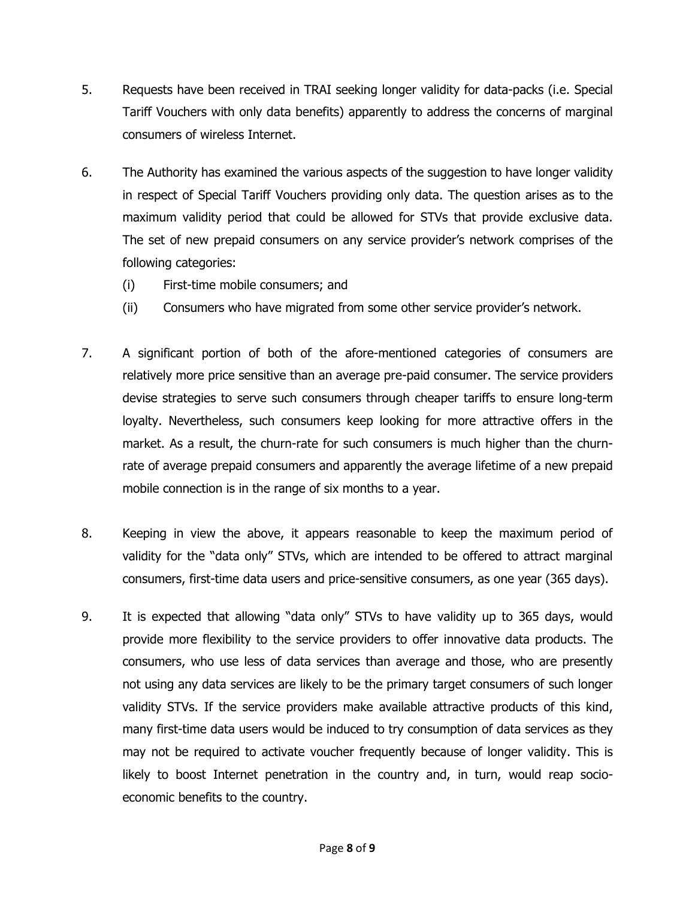5. Requests have been received in TRAI seeking longer validity for data-packs (i.e. Special Tariff Vouchers with only data benefits) apparently to address the concerns of marginal consumers of wireless Internet.

6. The Authority has examined the various aspects of the suggestion to have longer validity in respect of Special Tariff Vouchers providing only data. The question arises as to the maximum validity period that could be allowed for STVs that provide exclusive data. The set of new prepaid consumers on any service provider's network comprises of the following categories:

   (i) First-time mobile consumers; and

   (ii) Consumers who have migrated from some other service provider's network.

7. A significant portion of both of the afore-mentioned categories of consumers are relatively more price sensitive than an average pre-paid consumer. The service providers devise strategies to serve such consumers through cheaper tariffs to ensure long-term loyalty. Nevertheless, such consumers keep looking for more attractive offers in the market. As a result, the churn-rate for such consumers is much higher than the churn-rate of average prepaid consumers and apparently the average lifetime of a new prepaid mobile connection is in the range of six months to a year.

8. Keeping in view the above, it appears reasonable to keep the maximum period of validity for the "data only" STVs, which are intended to be offered to attract marginal consumers, first-time data users and price-sensitive consumers, as one year (365 days).

9. It is expected that allowing "data only" STVs to have validity up to 365 days, would provide more flexibility to the service providers to offer innovative data products. The consumers, who use less of data services than average and those, who are presently not using any data services are likely to be the primary target consumers of such longer validity STVs. If the service providers make available attractive products of this kind, many first-time data users would be induced to try consumption of data services as they may not be required to activate voucher frequently because of longer validity. This is likely to boost Internet penetration in the country and, in turn, would reap socio-economic benefits to the country.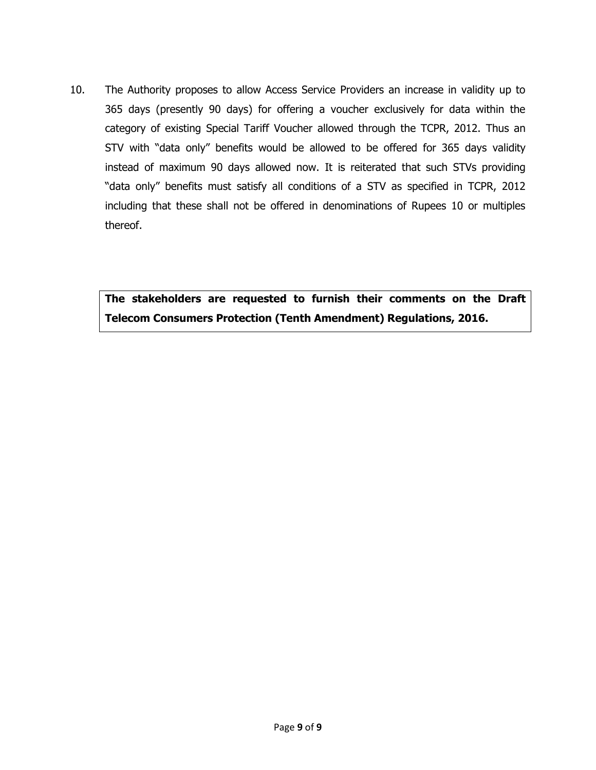10. The Authority proposes to allow Access Service Providers an increase in validity up to 365 days (presently 90 days) for offering a voucher exclusively for data within the category of existing Special Tariff Voucher allowed through the TCPR, 2012. Thus an STV with "data only" benefits would be allowed to be offered for 365 days validity instead of maximum 90 days allowed now. It is reiterated that such STVs providing "data only" benefits must satisfy all conditions of a STV as specified in TCPR, 2012 including that these shall not be offered in denominations of Rupees 10 or multiples thereof.

**The stakeholders are requested to furnish their comments on the Draft Telecom Consumers Protection (Tenth Amendment) Regulations, 2016.**